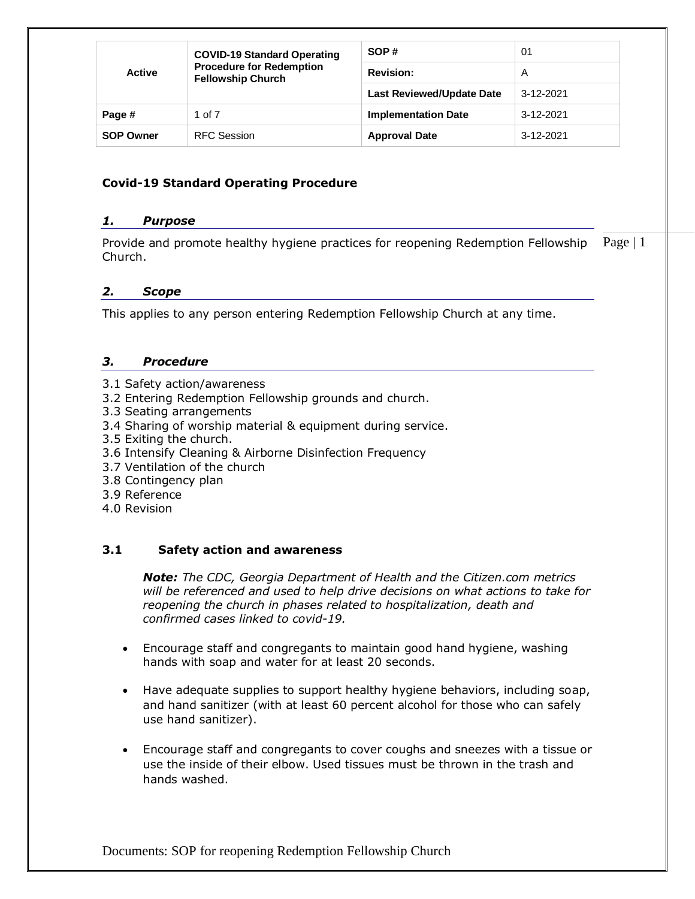| Active | COVID-19 Standard Operating Procedure for Redemption Fellowship Church | SOP # | 01 |
|---|---|---|---|
| | | Revision: | A |
| | | Last Reviewed/Update Date | 3-12-2021 |
| Page # | 1 of 7 | Implementation Date | 3-12-2021 |
| SOP Owner | RFC Session | Approval Date | 3-12-2021 |

**Covid-19 Standard Operating Procedure**

### *1. Purpose*

Provide and promote healthy hygiene practices for reopening Redemption Fellowship Church.

### *2. Scope*

This applies to any person entering Redemption Fellowship Church at any time.

### *3. Procedure*

3.1 Safety action/awareness
3.2 Entering Redemption Fellowship grounds and church.
3.3 Seating arrangements
3.4 Sharing of worship material & equipment during service.
3.5 Exiting the church.
3.6 Intensify Cleaning & Airborne Disinfection Frequency
3.7 Ventilation of the church
3.8 Contingency plan
3.9 Reference
4.0 Revision

### 3.1 Safety action and awareness

***Note:*** *The CDC, Georgia Department of Health and the Citizen.com metrics will be referenced and used to help drive decisions on what actions to take for reopening the church in phases related to hospitalization, death and confirmed cases linked to covid-19.*

- Encourage staff and congregants to maintain good hand hygiene, washing hands with soap and water for at least 20 seconds.
- Have adequate supplies to support healthy hygiene behaviors, including soap, and hand sanitizer (with at least 60 percent alcohol for those who can safely use hand sanitizer).
- Encourage staff and congregants to cover coughs and sneezes with a tissue or use the inside of their elbow. Used tissues must be thrown in the trash and hands washed.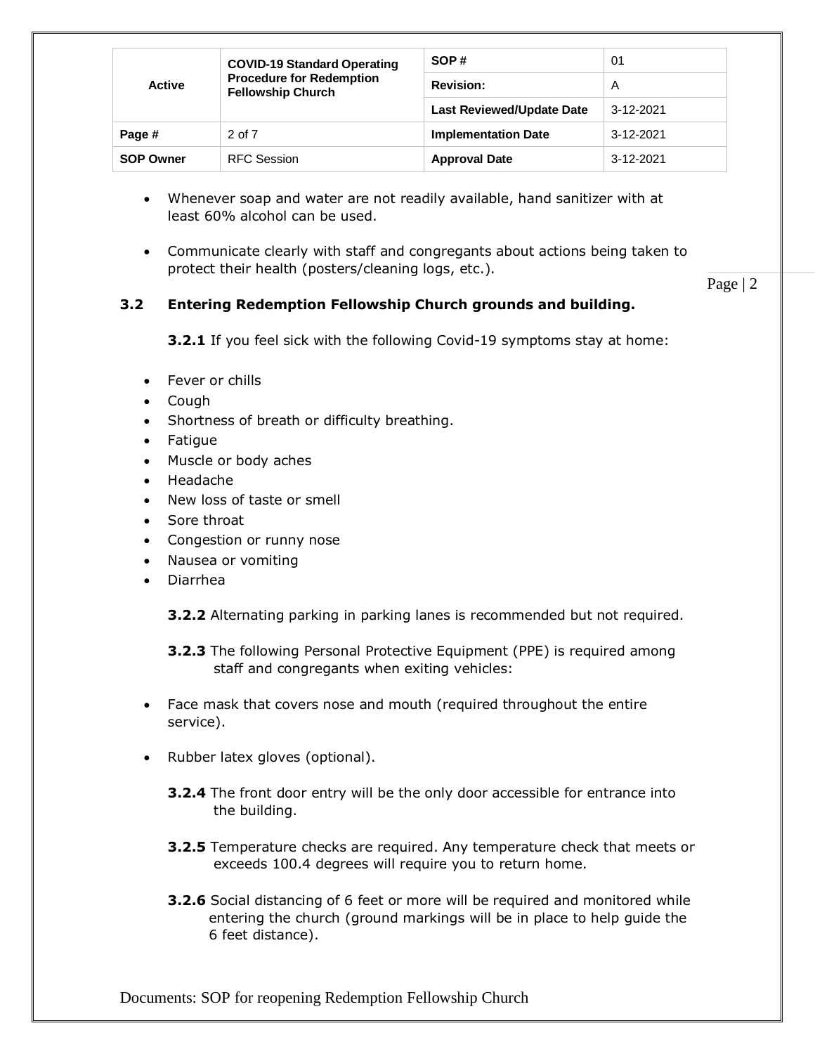- Whenever soap and water are not readily available, hand sanitizer with at least 60% alcohol can be used.

- Communicate clearly with staff and congregants about actions being taken to protect their health (posters/cleaning logs, etc.).

### 3.2 Entering Redemption Fellowship Church grounds and building.

**3.2.1** If you feel sick with the following Covid-19 symptoms stay at home:

- Fever or chills
- Cough
- Shortness of breath or difficulty breathing.
- Fatigue
- Muscle or body aches
- Headache
- New loss of taste or smell
- Sore throat
- Congestion or runny nose
- Nausea or vomiting
- Diarrhea

**3.2.2** Alternating parking in parking lanes is recommended but not required.

**3.2.3** The following Personal Protective Equipment (PPE) is required among staff and congregants when exiting vehicles:

- Face mask that covers nose and mouth (required throughout the entire service).

- Rubber latex gloves (optional).

**3.2.4** The front door entry will be the only door accessible for entrance into the building.

**3.2.5** Temperature checks are required. Any temperature check that meets or exceeds 100.4 degrees will require you to return home.

**3.2.6** Social distancing of 6 feet or more will be required and monitored while entering the church (ground markings will be in place to help guide the 6 feet distance).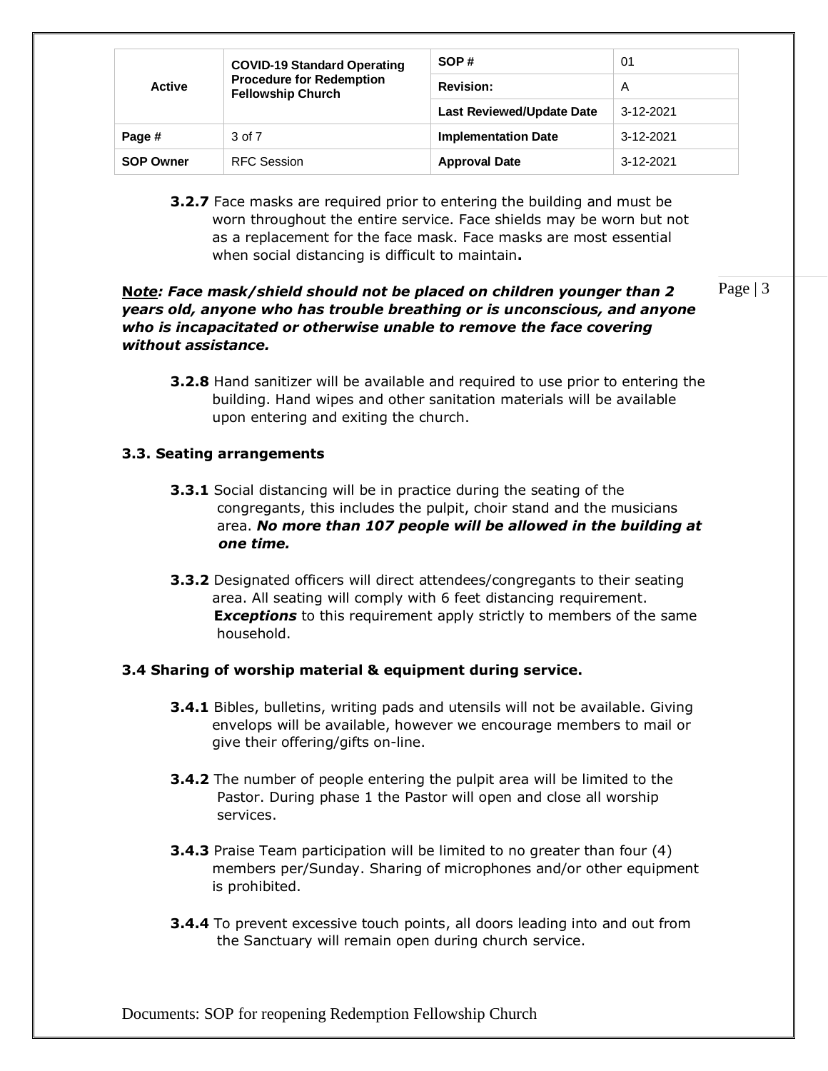| Active | COVID-19 Standard Operating Procedure for Redemption Fellowship Church | SOP # | 01 |
|---|---|---|---|
| | | Revision: | A |
| | | Last Reviewed/Update Date | 3-12-2021 |
| Page # | 3 of 7 | Implementation Date | 3-12-2021 |
| SOP Owner | RFC Session | Approval Date | 3-12-2021 |

**3.2.7** Face masks are required prior to entering the building and must be worn throughout the entire service. Face shields may be worn but not as a replacement for the face mask. Face masks are most essential when social distancing is difficult to maintain**.**

***Note: Face mask/shield should not be placed on children younger than 2 years old, anyone who has trouble breathing or is unconscious, and anyone who is incapacitated or otherwise unable to remove the face covering without assistance.***

**3.2.8** Hand sanitizer will be available and required to use prior to entering the building. Hand wipes and other sanitation materials will be available upon entering and exiting the church.

### 3.3. Seating arrangements

**3.3.1** Social distancing will be in practice during the seating of the congregants, this includes the pulpit, choir stand and the musicians area. ***No more than 107 people will be allowed in the building at one time.***

**3.3.2** Designated officers will direct attendees/congregants to their seating area. All seating will comply with 6 feet distancing requirement. ***Exceptions*** to this requirement apply strictly to members of the same household.

### 3.4 Sharing of worship material & equipment during service.

**3.4.1** Bibles, bulletins, writing pads and utensils will not be available. Giving envelops will be available, however we encourage members to mail or give their offering/gifts on-line.

**3.4.2** The number of people entering the pulpit area will be limited to the Pastor. During phase 1 the Pastor will open and close all worship services.

**3.4.3** Praise Team participation will be limited to no greater than four (4) members per/Sunday. Sharing of microphones and/or other equipment is prohibited.

**3.4.4** To prevent excessive touch points, all doors leading into and out from the Sanctuary will remain open during church service.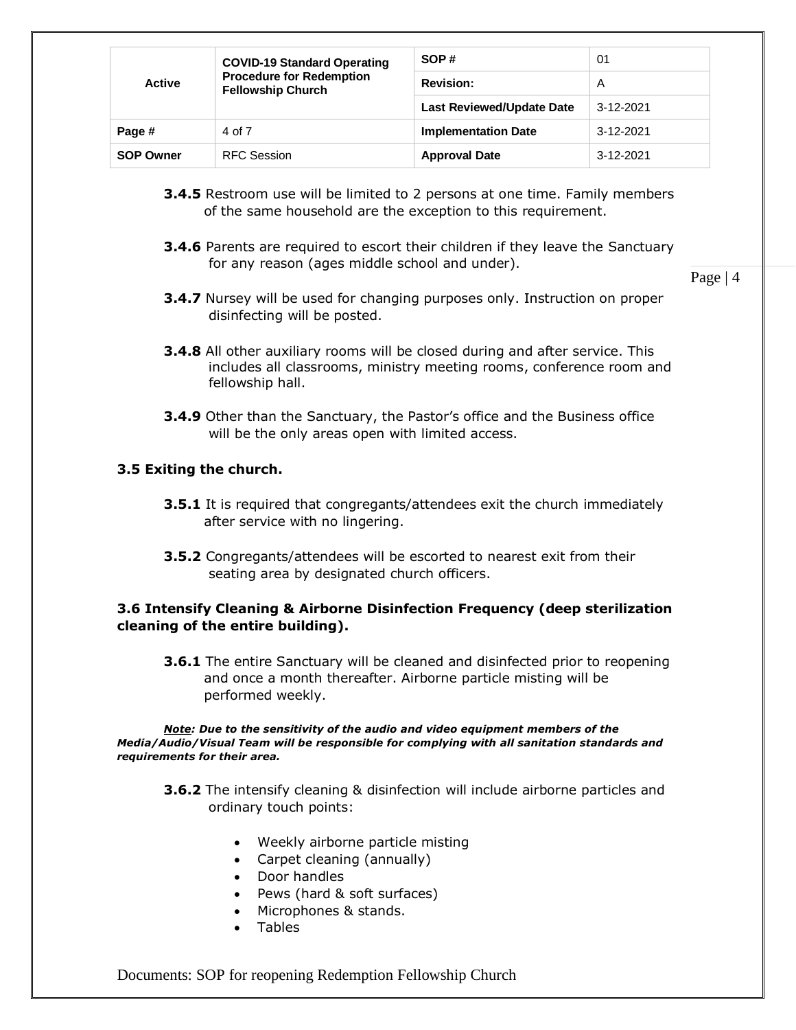**3.4.5** Restroom use will be limited to 2 persons at one time. Family members of the same household are the exception to this requirement.

**3.4.6** Parents are required to escort their children if they leave the Sanctuary for any reason (ages middle school and under).

**3.4.7** Nursey will be used for changing purposes only. Instruction on proper disinfecting will be posted.

**3.4.8** All other auxiliary rooms will be closed during and after service. This includes all classrooms, ministry meeting rooms, conference room and fellowship hall.

**3.4.9** Other than the Sanctuary, the Pastor's office and the Business office will be the only areas open with limited access.

### 3.5 Exiting the church.

**3.5.1** It is required that congregants/attendees exit the church immediately after service with no lingering.

**3.5.2** Congregants/attendees will be escorted to nearest exit from their seating area by designated church officers.

### 3.6 Intensify Cleaning & Airborne Disinfection Frequency (deep sterilization cleaning of the entire building).

**3.6.1** The entire Sanctuary will be cleaned and disinfected prior to reopening and once a month thereafter. Airborne particle misting will be performed weekly.

***Note**: Due to the sensitivity of the audio and video equipment members of the Media/Audio/Visual Team will be responsible for complying with all sanitation standards and requirements for their area.*

**3.6.2** The intensify cleaning & disinfection will include airborne particles and ordinary touch points:

- Weekly airborne particle misting
- Carpet cleaning (annually)
- Door handles
- Pews (hard & soft surfaces)
- Microphones & stands.
- Tables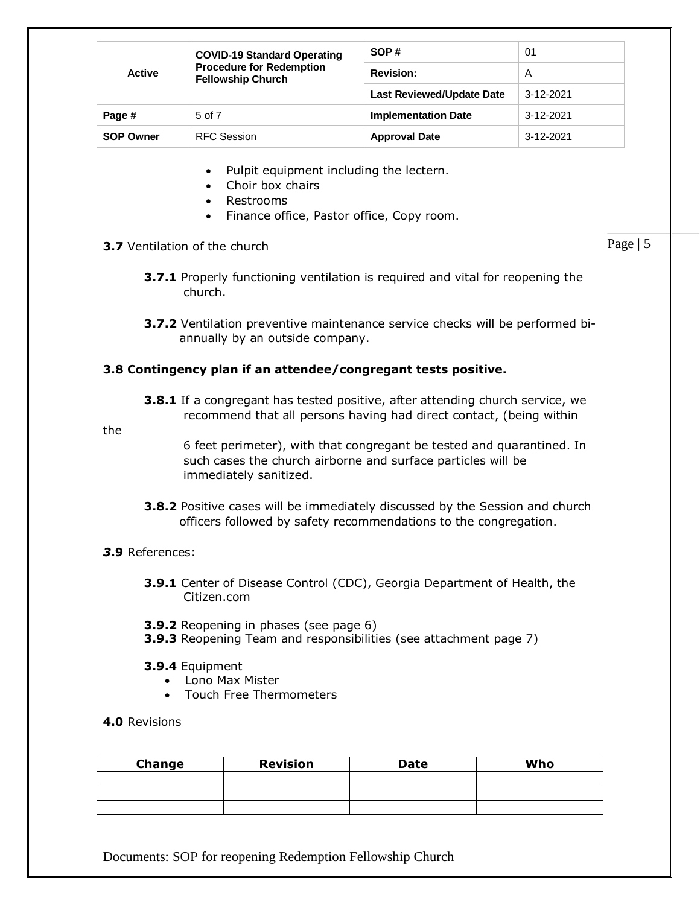| Active | COVID-19 Standard Operating Procedure for Redemption Fellowship Church | SOP # | 01 |
|---|---|---|---|
| | | Revision: | A |
| | | Last Reviewed/Update Date | 3-12-2021 |
| Page # | 5 of 7 | Implementation Date | 3-12-2021 |
| SOP Owner | RFC Session | Approval Date | 3-12-2021 |

- Pulpit equipment including the lectern.
- Choir box chairs
- Restrooms
- Finance office, Pastor office, Copy room.

**3.7** Ventilation of the church

**3.7.1** Properly functioning ventilation is required and vital for reopening the church.

**3.7.2** Ventilation preventive maintenance service checks will be performed bi-annually by an outside company.

**3.8 Contingency plan if an attendee/congregant tests positive.**

**3.8.1** If a congregant has tested positive, after attending church service, we recommend that all persons having had direct contact, (being within the 6 feet perimeter), with that congregant be tested and quarantined. In such cases the church airborne and surface particles will be immediately sanitized.

**3.8.2** Positive cases will be immediately discussed by the Session and church officers followed by safety recommendations to the congregation.

***3*.9** References:

**3.9.1** Center of Disease Control (CDC), Georgia Department of Health, the Citizen.com

**3.9.2** Reopening in phases (see page 6)
**3.9.3** Reopening Team and responsibilities (see attachment page 7)

**3.9.4** Equipment

- Lono Max Mister
- Touch Free Thermometers

**4.0** Revisions

| Change | Revision | Date | Who |
|---|---|---|---|
| | | | |
| | | | |
| | | | |

Documents: SOP for reopening Redemption Fellowship Church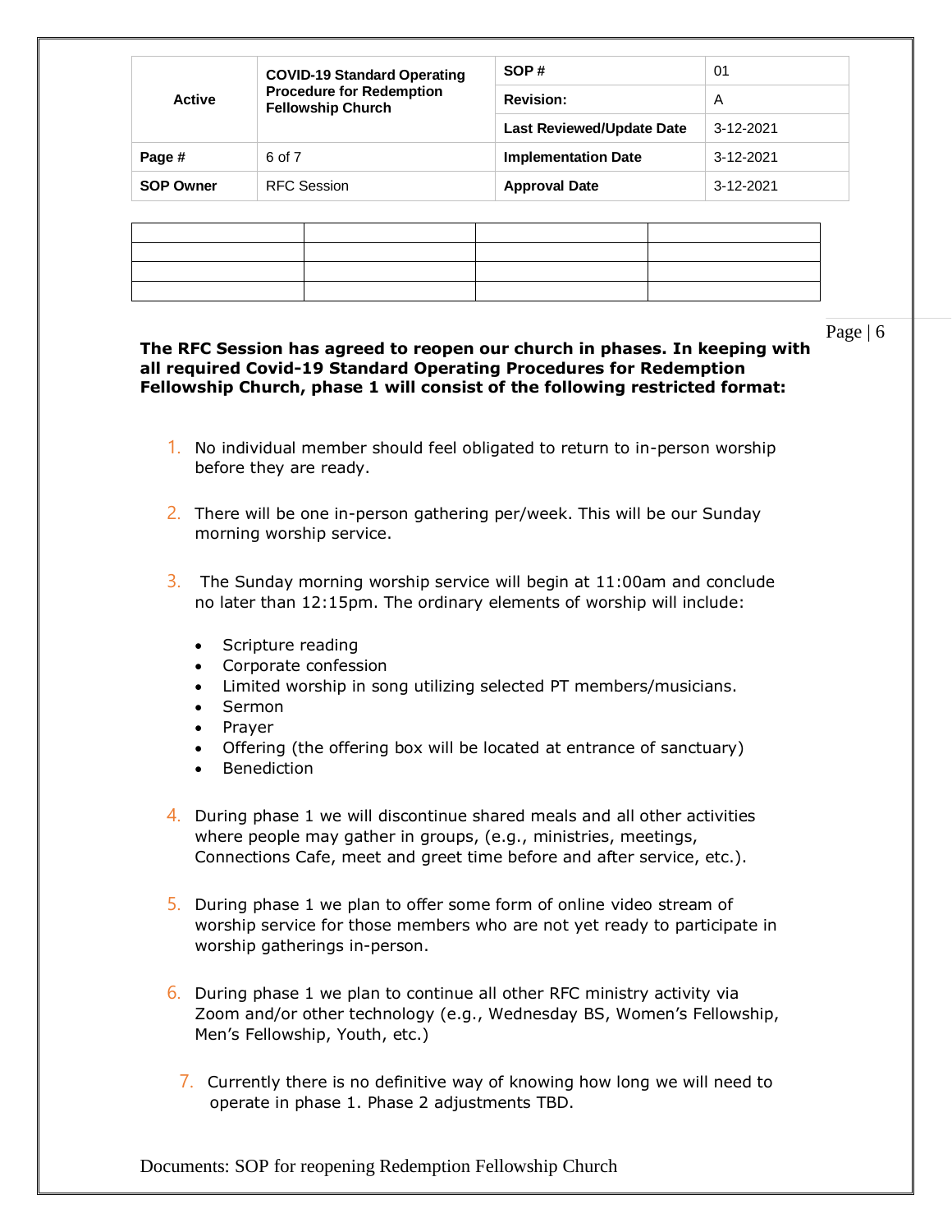**The RFC Session has agreed to reopen our church in phases. In keeping with all required Covid-19 Standard Operating Procedures for Redemption Fellowship Church, phase 1 will consist of the following restricted format:**

1. No individual member should feel obligated to return to in-person worship before they are ready.

2. There will be one in-person gathering per/week. This will be our Sunday morning worship service.

3. The Sunday morning worship service will begin at 11:00am and conclude no later than 12:15pm. The ordinary elements of worship will include:

   - Scripture reading
   - Corporate confession
   - Limited worship in song utilizing selected PT members/musicians.
   - Sermon
   - Prayer
   - Offering (the offering box will be located at entrance of sanctuary)
   - Benediction

4. During phase 1 we will discontinue shared meals and all other activities where people may gather in groups, (e.g., ministries, meetings, Connections Cafe, meet and greet time before and after service, etc.).

5. During phase 1 we plan to offer some form of online video stream of worship service for those members who are not yet ready to participate in worship gatherings in-person.

6. During phase 1 we plan to continue all other RFC ministry activity via Zoom and/or other technology (e.g., Wednesday BS, Women's Fellowship, Men's Fellowship, Youth, etc.)

7. Currently there is no definitive way of knowing how long we will need to operate in phase 1. Phase 2 adjustments TBD.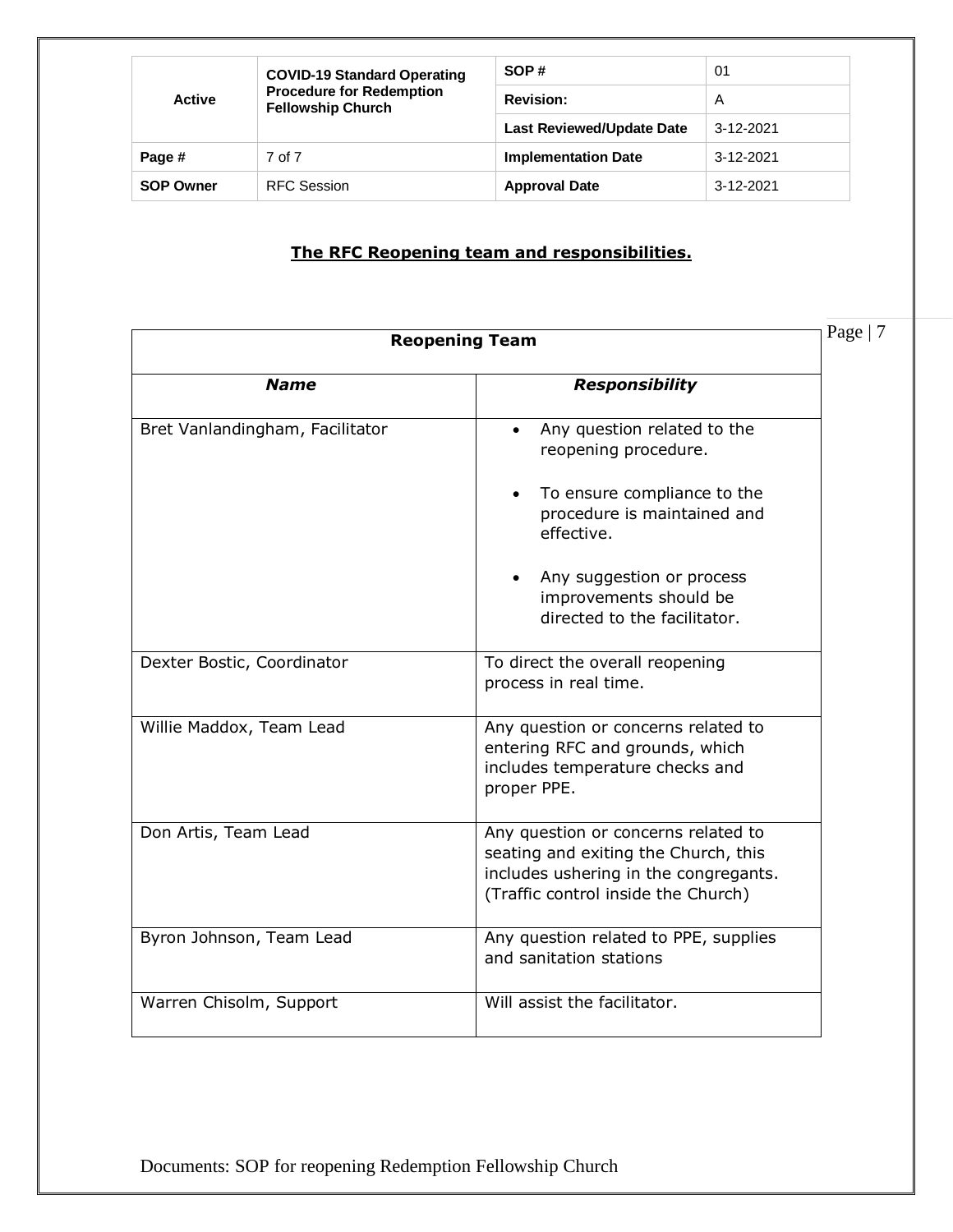| Active | COVID-19 Standard Operating Procedure for Redemption Fellowship Church | SOP # | 01 |
|---|---|---|---|
| | | Revision: | A |
| | | Last Reviewed/Update Date | 3-12-2021 |
| Page # | 7 of 7 | Implementation Date | 3-12-2021 |
| SOP Owner | RFC Session | Approval Date | 3-12-2021 |

## The RFC Reopening team and responsibilities.

| Reopening Team | |
|---|---|
| ***Name*** | ***Responsibility*** |
| Bret Vanlandingham, Facilitator | • Any question related to the reopening procedure.<br>• To ensure compliance to the procedure is maintained and effective.<br>• Any suggestion or process improvements should be directed to the facilitator. |
| Dexter Bostic, Coordinator | To direct the overall reopening process in real time. |
| Willie Maddox, Team Lead | Any question or concerns related to entering RFC and grounds, which includes temperature checks and proper PPE. |
| Don Artis, Team Lead | Any question or concerns related to seating and exiting the Church, this includes ushering in the congregants. (Traffic control inside the Church) |
| Byron Johnson, Team Lead | Any question related to PPE, supplies and sanitation stations |
| Warren Chisolm, Support | Will assist the facilitator. |

Documents: SOP for reopening Redemption Fellowship Church